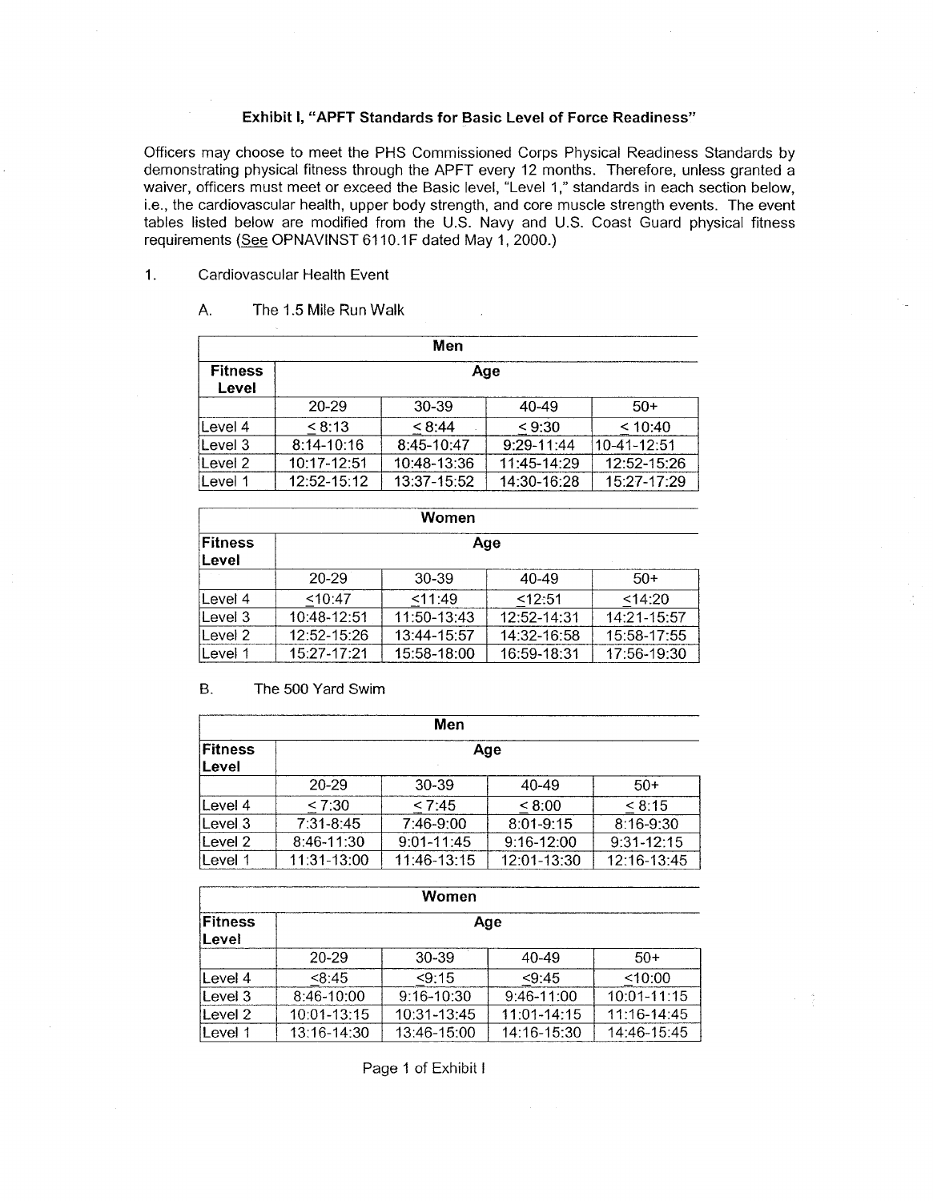**Exhibit I, "APFT Standards for Basic Level of Force Readiness"**

Officers may choose to meet the PHS Commissioned Corps Physical Readiness Standards by demonstrating physical fitness through the APFT every 12 months. Therefore, unless granted a waiver, officers must meet or exceed the Basic level, "Level 1," standards in each section below, i.e., the cardiovascular health, upper body strength, and core muscle strength events. The event tables listed below are modified from the U.S. Navy and U.S. Coast Guard physical fitness requirements (See OPNAVINST 6110.1F dated May 1, 2000.)

1. Cardiovascular Health Event

   A. The 1.5 Mile Run Walk

| Men | | | | |
|---|---|---|---|---|
| **Fitness Level** | **Age** | | | |
| | 20-29 | 30-39 | 40-49 | 50+ |
| Level 4 | ≤ 8:13 | ≤ 8:44 | ≤ 9:30 | ≤ 10:40 |
| Level 3 | 8:14-10:16 | 8:45-10:47 | 9:29-11:44 | 10-41-12:51 |
| Level 2 | 10:17-12:51 | 10:48-13:36 | 11:45-14:29 | 12:52-15:26 |
| Level 1 | 12:52-15:12 | 13:37-15:52 | 14:30-16:28 | 15:27-17:29 |

| Women | | | | |
|---|---|---|---|---|
| **Fitness Level** | **Age** | | | |
| | 20-29 | 30-39 | 40-49 | 50+ |
| Level 4 | ≤10:47 | ≤11:49 | ≤12:51 | ≤14:20 |
| Level 3 | 10:48-12:51 | 11:50-13:43 | 12:52-14:31 | 14:21-15:57 |
| Level 2 | 12:52-15:26 | 13:44-15:57 | 14:32-16:58 | 15:58-17:55 |
| Level 1 | 15:27-17:21 | 15:58-18:00 | 16:59-18:31 | 17:56-19:30 |

   B. The 500 Yard Swim

| Men | | | | |
|---|---|---|---|---|
| **Fitness Level** | **Age** | | | |
| | 20-29 | 30-39 | 40-49 | 50+ |
| Level 4 | ≤ 7:30 | ≤ 7:45 | ≤ 8:00 | ≤ 8:15 |
| Level 3 | 7:31-8:45 | 7:46-9:00 | 8:01-9:15 | 8:16-9:30 |
| Level 2 | 8:46-11:30 | 9:01-11:45 | 9:16-12:00 | 9:31-12:15 |
| Level 1 | 11:31-13:00 | 11:46-13:15 | 12:01-13:30 | 12:16-13:45 |

| Women | | | | |
|---|---|---|---|---|
| **Fitness Level** | **Age** | | | |
| | 20-29 | 30-39 | 40-49 | 50+ |
| Level 4 | ≤8:45 | ≤9:15 | ≤9:45 | ≤10:00 |
| Level 3 | 8:46-10:00 | 9:16-10:30 | 9:46-11:00 | 10:01-11:15 |
| Level 2 | 10:01-13:15 | 10:31-13:45 | 11:01-14:15 | 11:16-14:45 |
| Level 1 | 13:16-14:30 | 13:46-15:00 | 14:16-15:30 | 14:46-15:45 |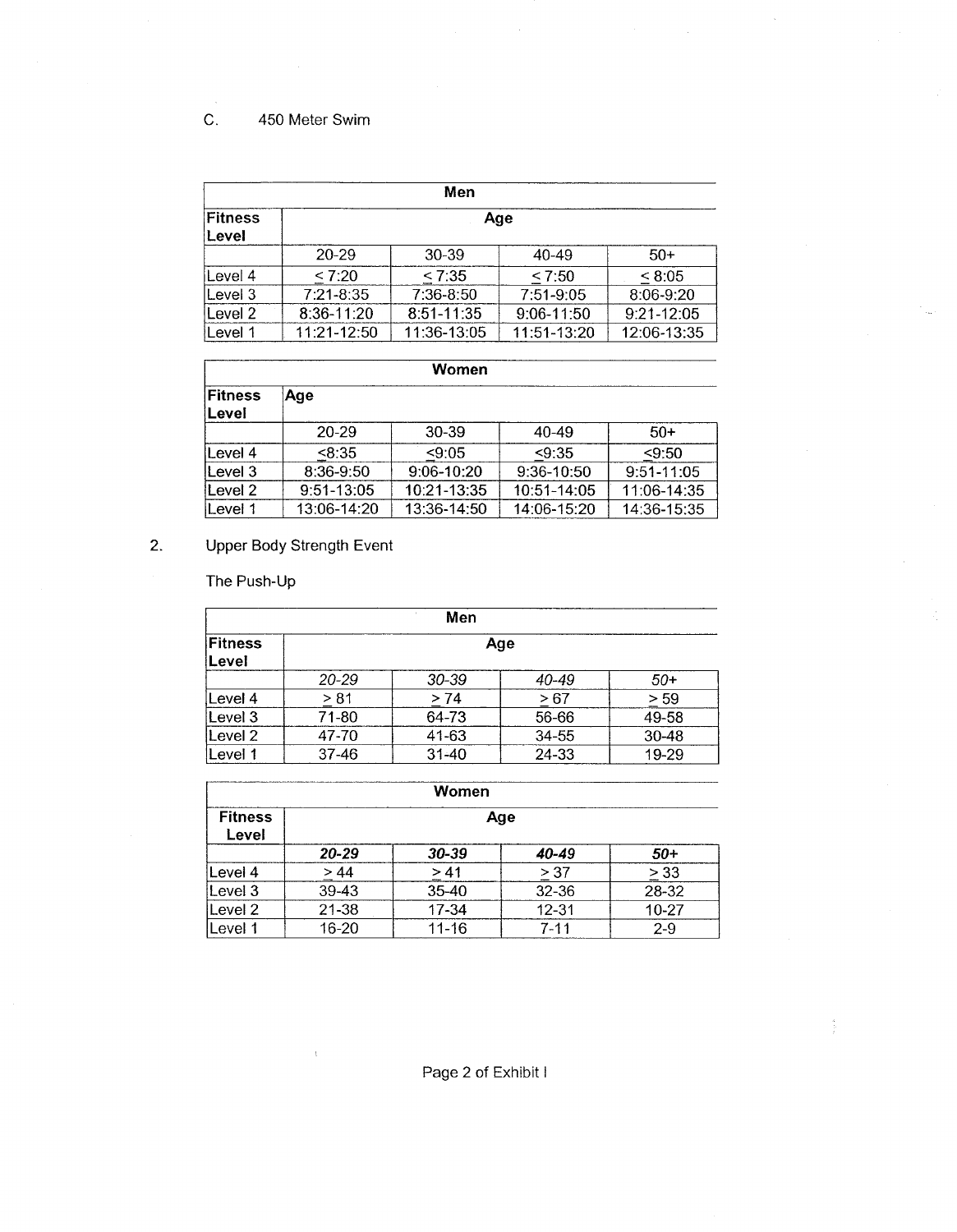C. 450 Meter Swim

| Men | | | | |
|---|---|---|---|---|
| **Fitness Level** | **Age** | | | |
| | 20-29 | 30-39 | 40-49 | 50+ |
| Level 4 | ≤ 7:20 | ≤ 7:35 | ≤ 7:50 | ≤ 8:05 |
| Level 3 | 7:21-8:35 | 7:36-8:50 | 7:51-9:05 | 8:06-9:20 |
| Level 2 | 8:36-11:20 | 8:51-11:35 | 9:06-11:50 | 9:21-12:05 |
| Level 1 | 11:21-12:50 | 11:36-13:05 | 11:51-13:20 | 12:06-13:35 |

| Women | | | | |
|---|---|---|---|---|
| **Fitness Level** | **Age** | | | |
| | 20-29 | 30-39 | 40-49 | 50+ |
| Level 4 | ≤8:35 | ≤9:05 | ≤9:35 | ≤9:50 |
| Level 3 | 8:36-9:50 | 9:06-10:20 | 9:36-10:50 | 9:51-11:05 |
| Level 2 | 9:51-13:05 | 10:21-13:35 | 10:51-14:05 | 11:06-14:35 |
| Level 1 | 13:06-14:20 | 13:36-14:50 | 14:06-15:20 | 14:36-15:35 |

2. Upper Body Strength Event

The Push-Up

| Men | | | | |
|---|---|---|---|---|
| **Fitness Level** | **Age** | | | |
| | *20-29* | *30-39* | *40-49* | *50+* |
| Level 4 | ≥ 81 | ≥ 74 | ≥ 67 | ≥ 59 |
| Level 3 | 71-80 | 64-73 | 56-66 | 49-58 |
| Level 2 | 47-70 | 41-63 | 34-55 | 30-48 |
| Level 1 | 37-46 | 31-40 | 24-33 | 19-29 |

| Women | | | | |
|---|---|---|---|---|
| **Fitness Level** | **Age** | | | |
| | ***20-29*** | ***30-39*** | ***40-49*** | ***50+*** |
| Level 4 | ≥ 44 | ≥ 41 | ≥ 37 | ≥ 33 |
| Level 3 | 39-43 | 35-40 | 32-36 | 28-32 |
| Level 2 | 21-38 | 17-34 | 12-31 | 10-27 |
| Level 1 | 16-20 | 11-16 | 7-11 | 2-9 |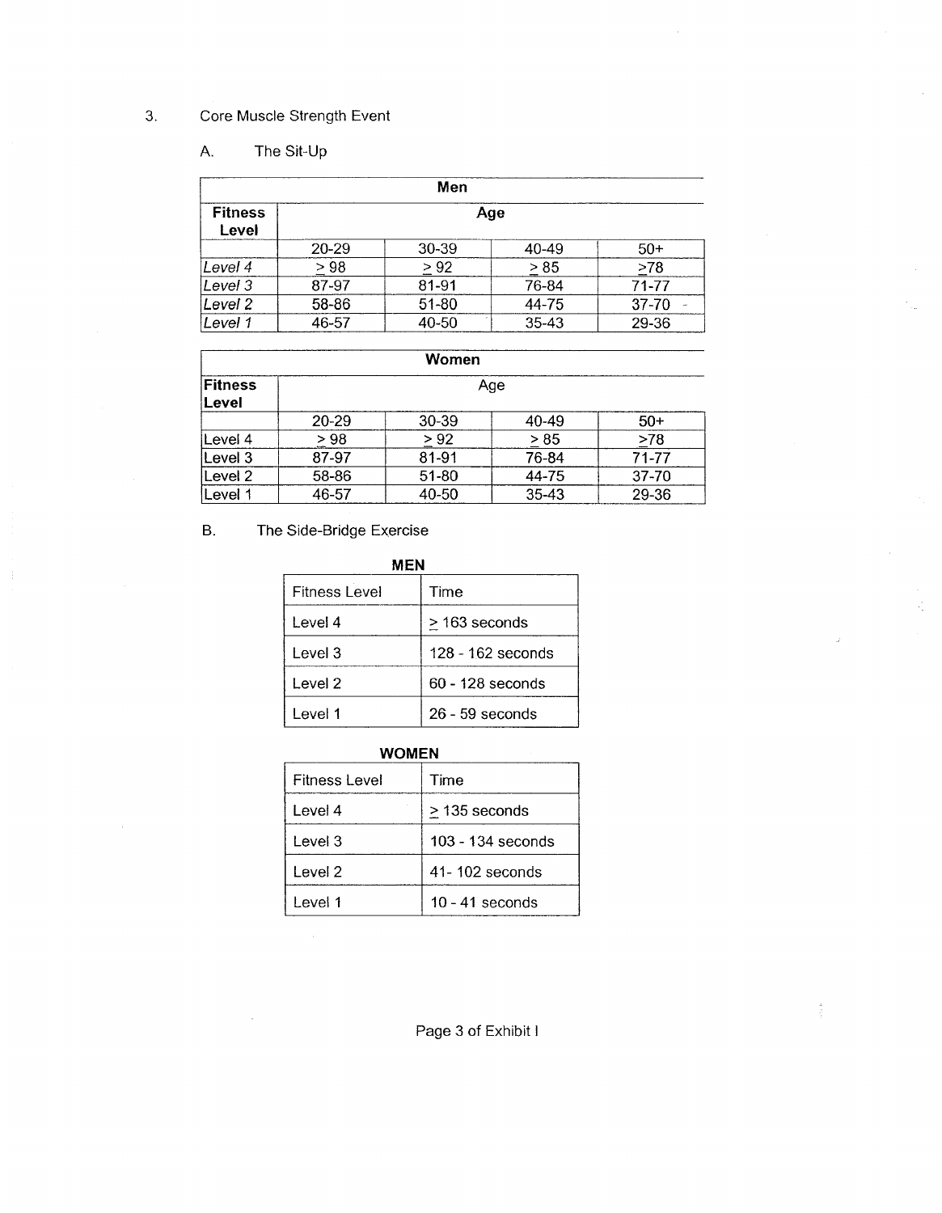3. Core Muscle Strength Event

A. The Sit-Up

| Men | | | | |
|---|---|---|---|---|
| **Fitness Level** | **Age** | | | |
| | 20-29 | 30-39 | 40-49 | 50+ |
| *Level 4* | ≥ 98 | ≥ 92 | ≥ 85 | ≥78 |
| *Level 3* | 87-97 | 81-91 | 76-84 | 71-77 |
| *Level 2* | 58-86 | 51-80 | 44-75 | 37-70 |
| *Level 1* | 46-57 | 40-50 | 35-43 | 29-36 |

| Women | | | | |
|---|---|---|---|---|
| **Fitness Level** | Age | | | |
| | 20-29 | 30-39 | 40-49 | 50+ |
| Level 4 | ≥ 98 | ≥ 92 | ≥ 85 | ≥78 |
| Level 3 | 87-97 | 81-91 | 76-84 | 71-77 |
| Level 2 | 58-86 | 51-80 | 44-75 | 37-70 |
| Level 1 | 46-57 | 40-50 | 35-43 | 29-36 |

B. The Side-Bridge Exercise

**MEN**

| Fitness Level | Time |
|---|---|
| Level 4 | ≥ 163 seconds |
| Level 3 | 128 - 162 seconds |
| Level 2 | 60 - 128 seconds |
| Level 1 | 26 - 59 seconds |

**WOMEN**

| Fitness Level | Time |
|---|---|
| Level 4 | ≥ 135 seconds |
| Level 3 | 103 - 134 seconds |
| Level 2 | 41- 102 seconds |
| Level 1 | 10 - 41 seconds |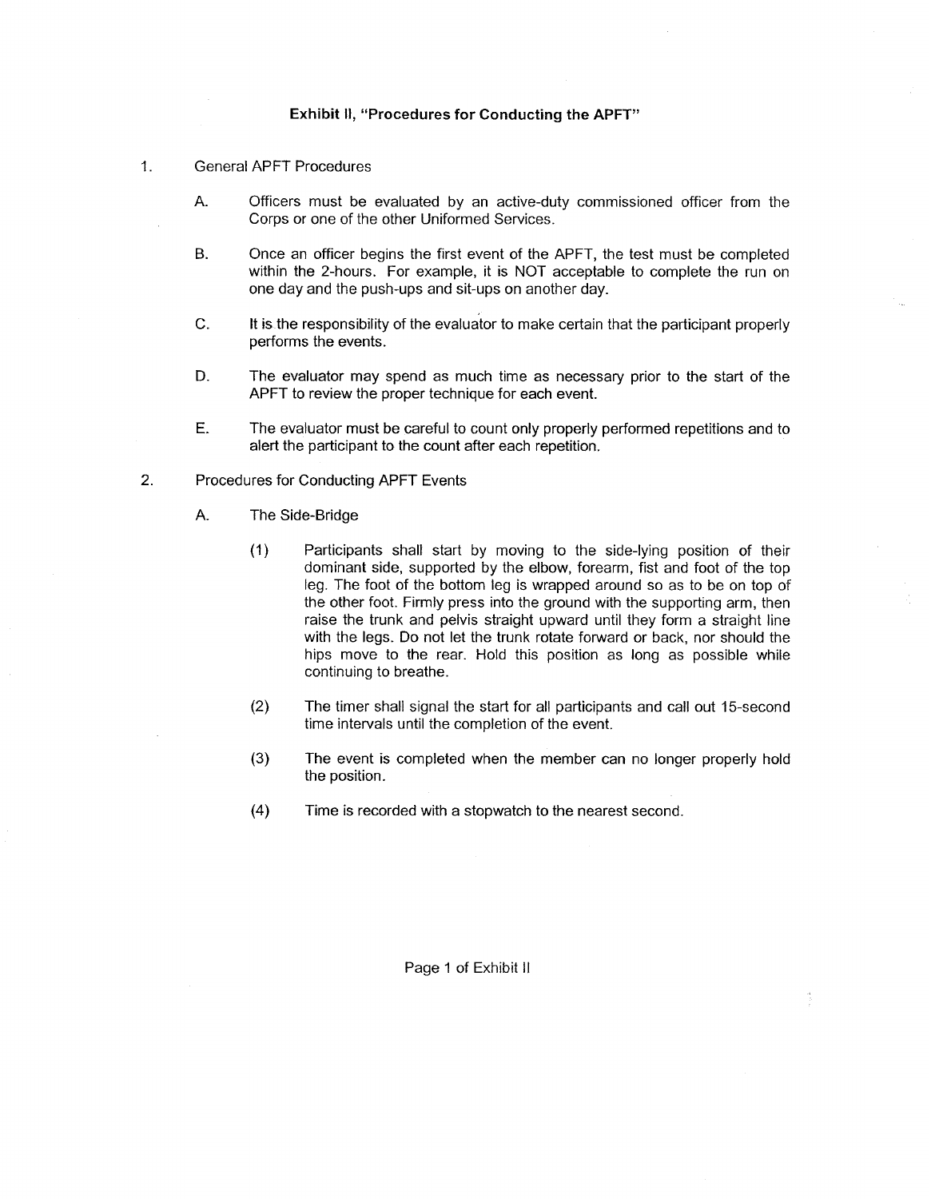**Exhibit II, "Procedures for Conducting the APFT"**

1. General APFT Procedures

   A. Officers must be evaluated by an active-duty commissioned officer from the Corps or one of the other Uniformed Services.

   B. Once an officer begins the first event of the APFT, the test must be completed within the 2-hours. For example, it is NOT acceptable to complete the run on one day and the push-ups and sit-ups on another day.

   C. It is the responsibility of the evaluator to make certain that the participant properly performs the events.

   D. The evaluator may spend as much time as necessary prior to the start of the APFT to review the proper technique for each event.

   E. The evaluator must be careful to count only properly performed repetitions and to alert the participant to the count after each repetition.

2. Procedures for Conducting APFT Events

   A. The Side-Bridge

      (1) Participants shall start by moving to the side-lying position of their dominant side, supported by the elbow, forearm, fist and foot of the top leg. The foot of the bottom leg is wrapped around so as to be on top of the other foot. Firmly press into the ground with the supporting arm, then raise the trunk and pelvis straight upward until they form a straight line with the legs. Do not let the trunk rotate forward or back, nor should the hips move to the rear. Hold this position as long as possible while continuing to breathe.

      (2) The timer shall signal the start for all participants and call out 15-second time intervals until the completion of the event.

      (3) The event is completed when the member can no longer properly hold the position.

      (4) Time is recorded with a stopwatch to the nearest second.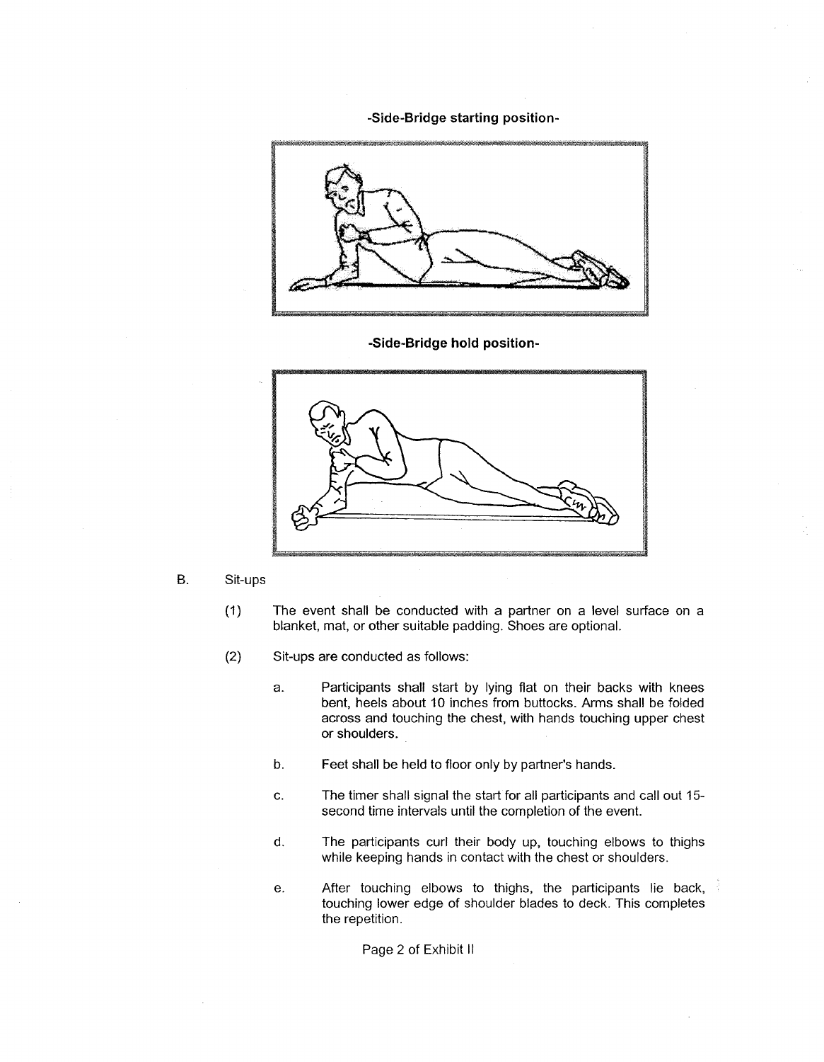-Side-Bridge starting position-

-Side-Bridge hold position-

B. Sit-ups

(1) The event shall be conducted with a partner on a level surface on a blanket, mat, or other suitable padding. Shoes are optional.

(2) Sit-ups are conducted as follows:

a. Participants shall start by lying flat on their backs with knees bent, heels about 10 inches from buttocks. Arms shall be folded across and touching the chest, with hands touching upper chest or shoulders.

b. Feet shall be held to floor only by partner's hands.

c. The timer shall signal the start for all participants and call out 15-second time intervals until the completion of the event.

d. The participants curl their body up, touching elbows to thighs while keeping hands in contact with the chest or shoulders.

e. After touching elbows to thighs, the participants lie back, touching lower edge of shoulder blades to deck. This completes the repetition.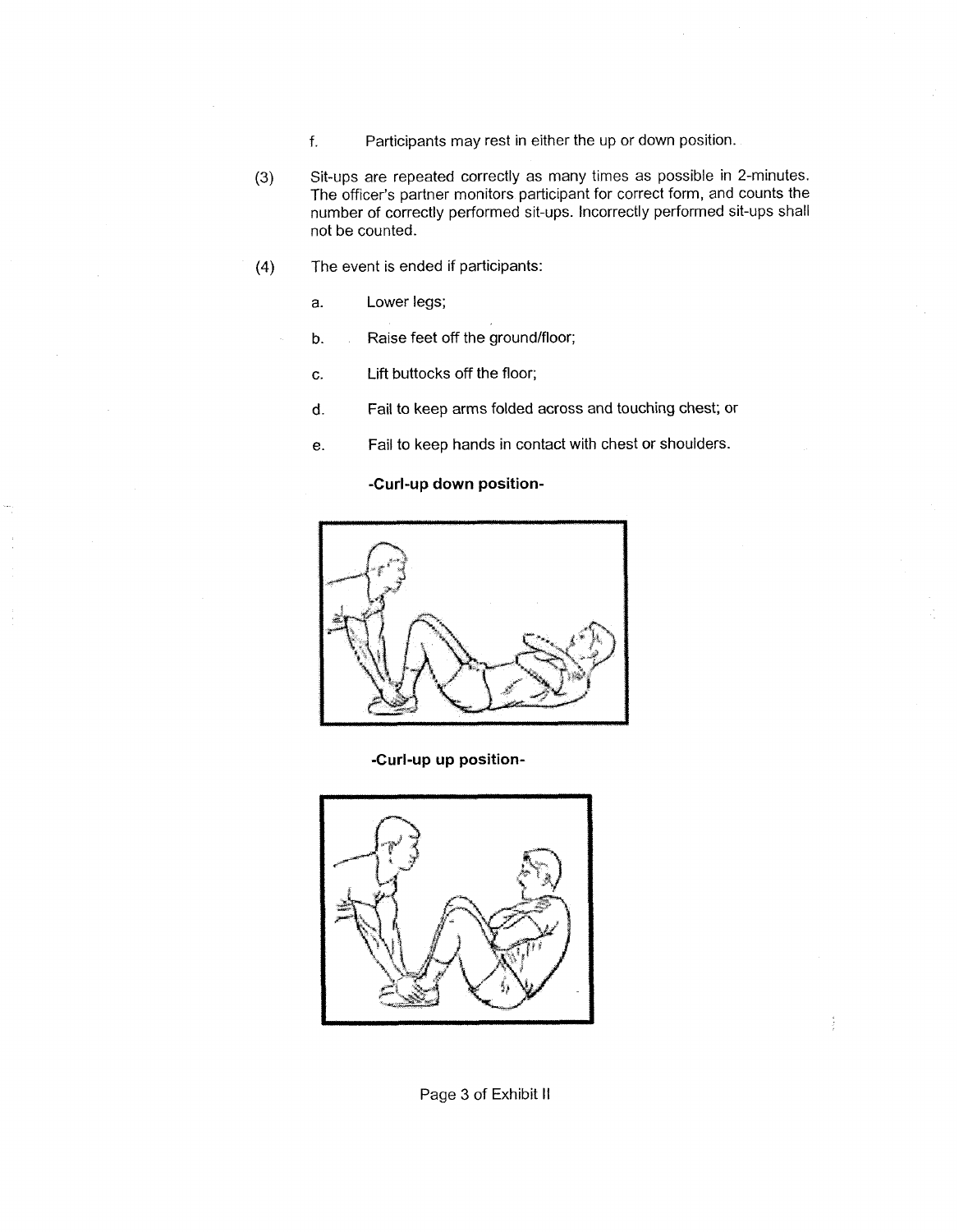f. Participants may rest in either the up or down position.

(3) Sit-ups are repeated correctly as many times as possible in 2-minutes. The officer's partner monitors participant for correct form, and counts the number of correctly performed sit-ups. Incorrectly performed sit-ups shall not be counted.

(4) The event is ended if participants:

a. Lower legs;

b. Raise feet off the ground/floor;

c. Lift buttocks off the floor;

d. Fail to keep arms folded across and touching chest; or

e. Fail to keep hands in contact with chest or shoulders.

**-Curl-up down position-**

**-Curl-up up position-**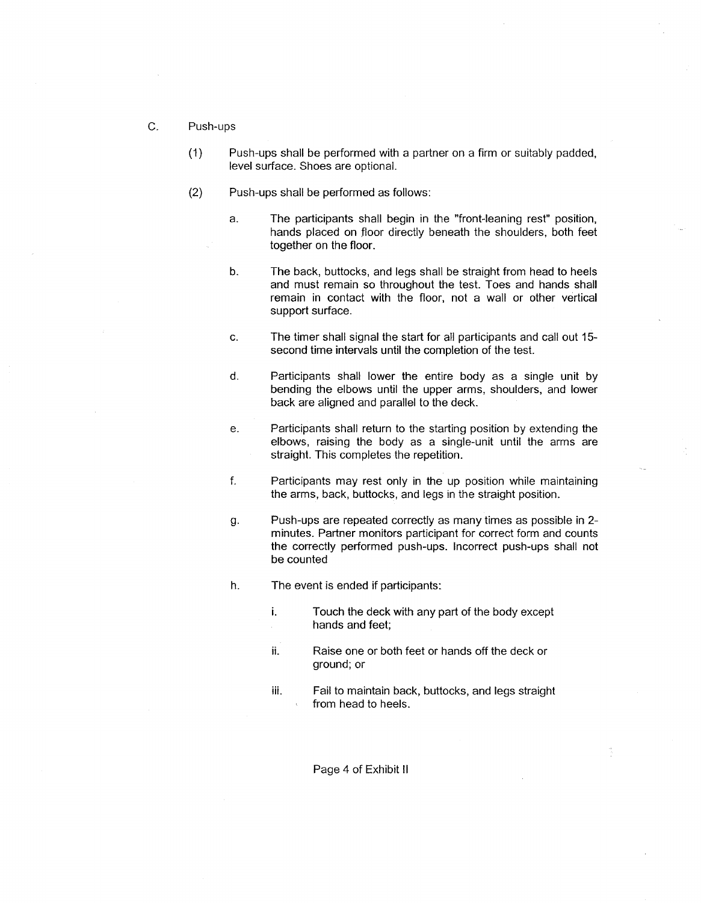C. Push-ups

(1) Push-ups shall be performed with a partner on a firm or suitably padded, level surface. Shoes are optional.

(2) Push-ups shall be performed as follows:

a. The participants shall begin in the "front-leaning rest" position, hands placed on floor directly beneath the shoulders, both feet together on the floor.

b. The back, buttocks, and legs shall be straight from head to heels and must remain so throughout the test. Toes and hands shall remain in contact with the floor, not a wall or other vertical support surface.

c. The timer shall signal the start for all participants and call out 15-second time intervals until the completion of the test.

d. Participants shall lower the entire body as a single unit by bending the elbows until the upper arms, shoulders, and lower back are aligned and parallel to the deck.

e. Participants shall return to the starting position by extending the elbows, raising the body as a single-unit until the arms are straight. This completes the repetition.

f. Participants may rest only in the up position while maintaining the arms, back, buttocks, and legs in the straight position.

g. Push-ups are repeated correctly as many times as possible in 2-minutes. Partner monitors participant for correct form and counts the correctly performed push-ups. Incorrect push-ups shall not be counted

h. The event is ended if participants:

i. Touch the deck with any part of the body except hands and feet;

ii. Raise one or both feet or hands off the deck or ground; or

iii. Fail to maintain back, buttocks, and legs straight from head to heels.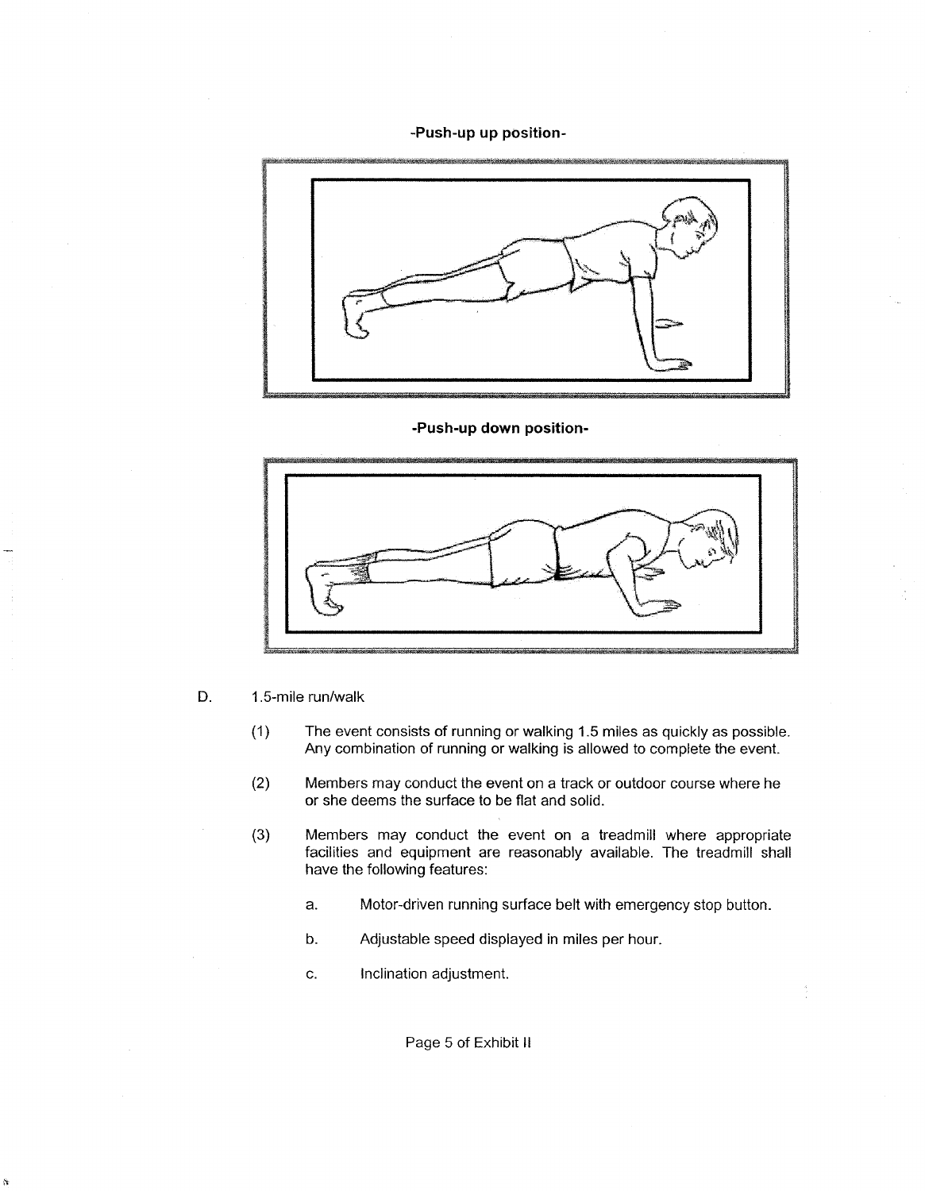**-Push-up up position-**

**-Push-up down position-**

D. 1.5-mile run/walk

(1) The event consists of running or walking 1.5 miles as quickly as possible. Any combination of running or walking is allowed to complete the event.

(2) Members may conduct the event on a track or outdoor course where he or she deems the surface to be flat and solid.

(3) Members may conduct the event on a treadmill where appropriate facilities and equipment are reasonably available. The treadmill shall have the following features:

a. Motor-driven running surface belt with emergency stop button.

b. Adjustable speed displayed in miles per hour.

c. Inclination adjustment.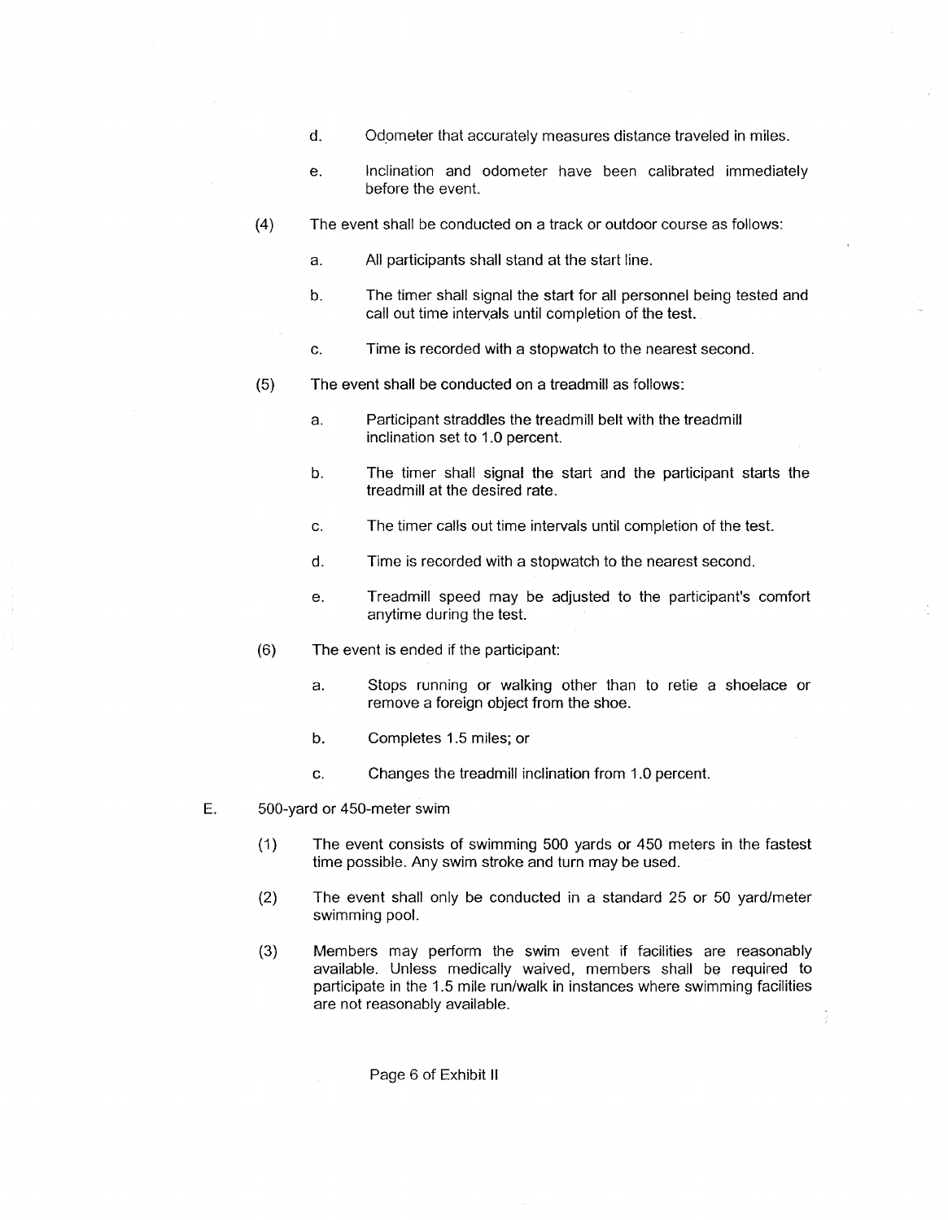d. Odometer that accurately measures distance traveled in miles.

e. Inclination and odometer have been calibrated immediately before the event.

(4) The event shall be conducted on a track or outdoor course as follows:

a. All participants shall stand at the start line.

b. The timer shall signal the start for all personnel being tested and call out time intervals until completion of the test.

c. Time is recorded with a stopwatch to the nearest second.

(5) The event shall be conducted on a treadmill as follows:

a. Participant straddles the treadmill belt with the treadmill inclination set to 1.0 percent.

b. The timer shall signal the start and the participant starts the treadmill at the desired rate.

c. The timer calls out time intervals until completion of the test.

d. Time is recorded with a stopwatch to the nearest second.

e. Treadmill speed may be adjusted to the participant's comfort anytime during the test.

(6) The event is ended if the participant:

a. Stops running or walking other than to retie a shoelace or remove a foreign object from the shoe.

b. Completes 1.5 miles; or

c. Changes the treadmill inclination from 1.0 percent.

E. 500-yard or 450-meter swim

(1) The event consists of swimming 500 yards or 450 meters in the fastest time possible. Any swim stroke and turn may be used.

(2) The event shall only be conducted in a standard 25 or 50 yard/meter swimming pool.

(3) Members may perform the swim event if facilities are reasonably available. Unless medically waived, members shall be required to participate in the 1.5 mile run/walk in instances where swimming facilities are not reasonably available.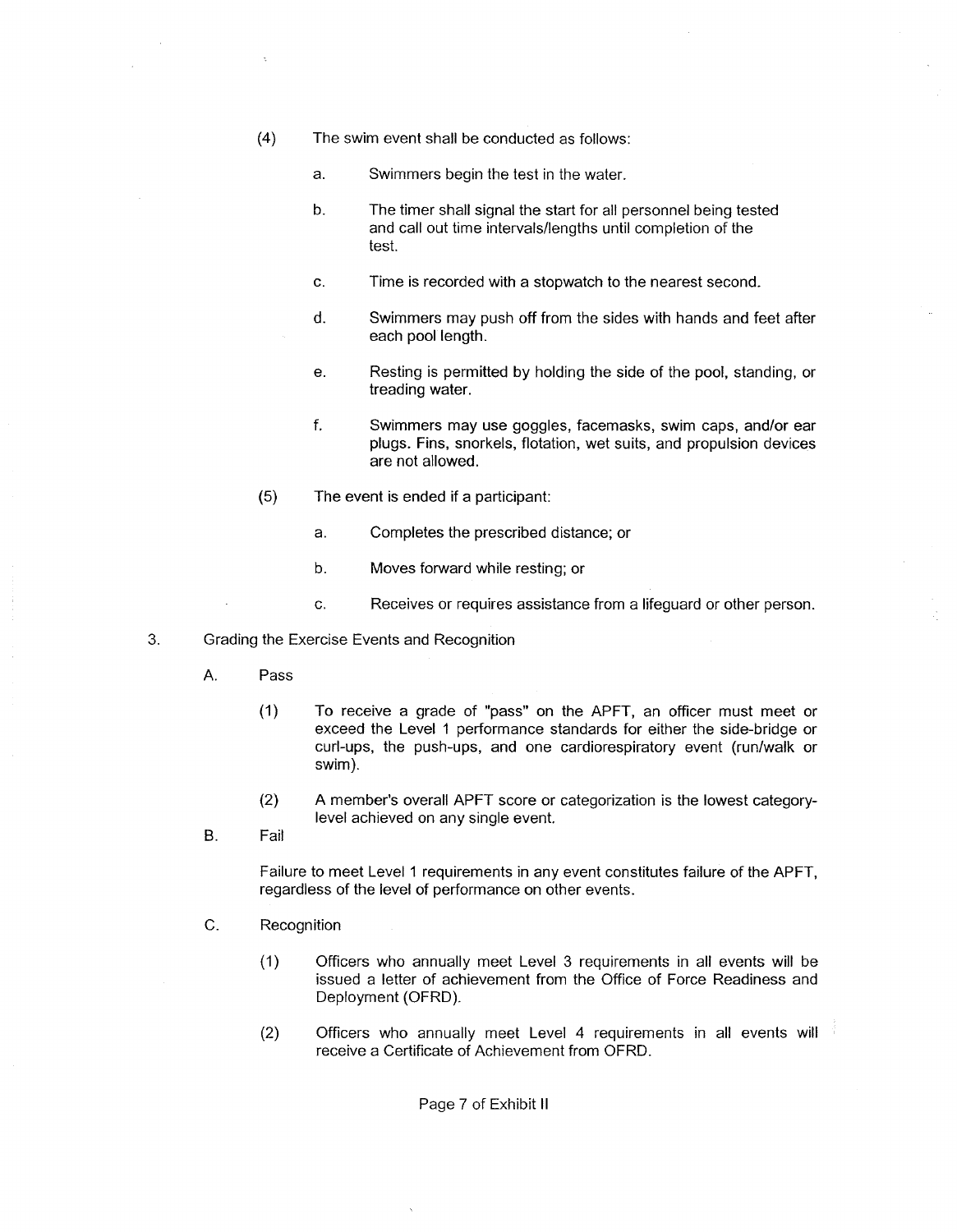(4) The swim event shall be conducted as follows:

  a. Swimmers begin the test in the water.

  b. The timer shall signal the start for all personnel being tested and call out time intervals/lengths until completion of the test.

  c. Time is recorded with a stopwatch to the nearest second.

  d. Swimmers may push off from the sides with hands and feet after each pool length.

  e. Resting is permitted by holding the side of the pool, standing, or treading water.

  f. Swimmers may use goggles, facemasks, swim caps, and/or ear plugs. Fins, snorkels, flotation, wet suits, and propulsion devices are not allowed.

(5) The event is ended if a participant:

  a. Completes the prescribed distance; or

  b. Moves forward while resting; or

  c. Receives or requires assistance from a lifeguard or other person.

3. Grading the Exercise Events and Recognition

  A. Pass

    (1) To receive a grade of "pass" on the APFT, an officer must meet or exceed the Level 1 performance standards for either the side-bridge or curl-ups, the push-ups, and one cardiorespiratory event (run/walk or swim).

    (2) A member's overall APFT score or categorization is the lowest category-level achieved on any single event.

  B. Fail

    Failure to meet Level 1 requirements in any event constitutes failure of the APFT, regardless of the level of performance on other events.

  C. Recognition

    (1) Officers who annually meet Level 3 requirements in all events will be issued a letter of achievement from the Office of Force Readiness and Deployment (OFRD).

    (2) Officers who annually meet Level 4 requirements in all events will receive a Certificate of Achievement from OFRD.